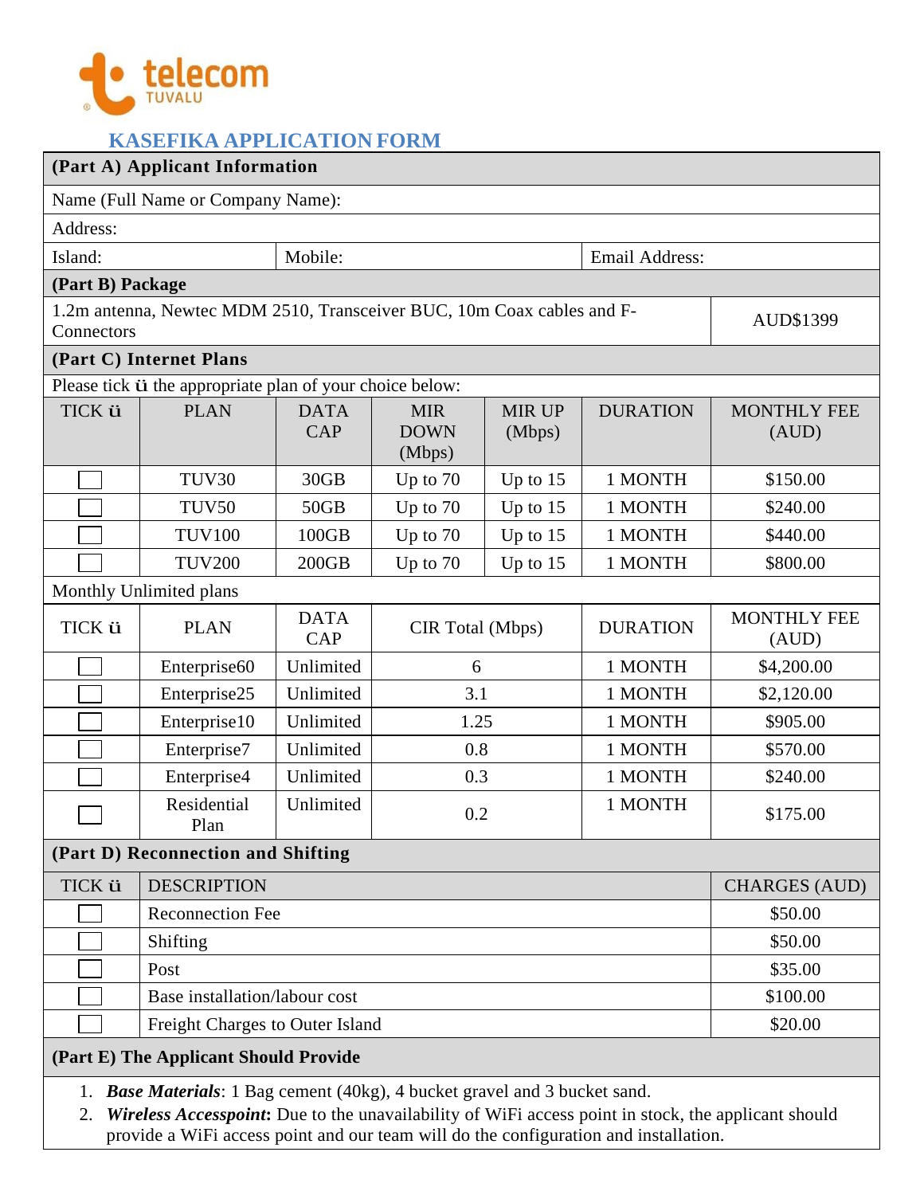telecom TUVALU

## KASEFIKA APPLICATION FORM

| (Part A) Applicant Information | | |
|---|---|---|
| Name (Full Name or Company Name): | | |
| Address: | | |
| Island: | Mobile: | Email Address: |

| (Part B) Package | |
|---|---|
| 1.2m antenna, Newtec MDM 2510, Transceiver BUC, 10m Coax cables and F-Connectors | AUD$1399 |

**(Part C) Internet Plans**

Please tick ü the appropriate plan of your choice below:

| TICK ü | PLAN | DATA CAP | MIR DOWN (Mbps) | MIR UP (Mbps) | DURATION | MONTHLY FEE (AUD) |
|---|---|---|---|---|---|---|
| ☐ | TUV30 | 30GB | Up to 70 | Up to 15 | 1 MONTH | $150.00 |
| ☐ | TUV50 | 50GB | Up to 70 | Up to 15 | 1 MONTH | $240.00 |
| ☐ | TUV100 | 100GB | Up to 70 | Up to 15 | 1 MONTH | $440.00 |
| ☐ | TUV200 | 200GB | Up to 70 | Up to 15 | 1 MONTH | $800.00 |

Monthly Unlimited plans

| TICK ü | PLAN | DATA CAP | CIR Total (Mbps) | DURATION | MONTHLY FEE (AUD) |
|---|---|---|---|---|---|
| ☐ | Enterprise60 | Unlimited | 6 | 1 MONTH | $4,200.00 |
| ☐ | Enterprise25 | Unlimited | 3.1 | 1 MONTH | $2,120.00 |
| ☐ | Enterprise10 | Unlimited | 1.25 | 1 MONTH | $905.00 |
| ☐ | Enterprise7 | Unlimited | 0.8 | 1 MONTH | $570.00 |
| ☐ | Enterprise4 | Unlimited | 0.3 | 1 MONTH | $240.00 |
| ☐ | Residential Plan | Unlimited | 0.2 | 1 MONTH | $175.00 |

**(Part D) Reconnection and Shifting**

| TICK ü | DESCRIPTION | CHARGES (AUD) |
|---|---|---|
| ☐ | Reconnection Fee | $50.00 |
| ☐ | Shifting | $50.00 |
| ☐ | Post | $35.00 |
| ☐ | Base installation/labour cost | $100.00 |
| ☐ | Freight Charges to Outer Island | $20.00 |

**(Part E) The Applicant Should Provide**

1. ***Base Materials***: 1 Bag cement (40kg), 4 bucket gravel and 3 bucket sand.
2. ***Wireless Accesspoint*:** Due to the unavailability of WiFi access point in stock, the applicant should provide a WiFi access point and our team will do the configuration and installation.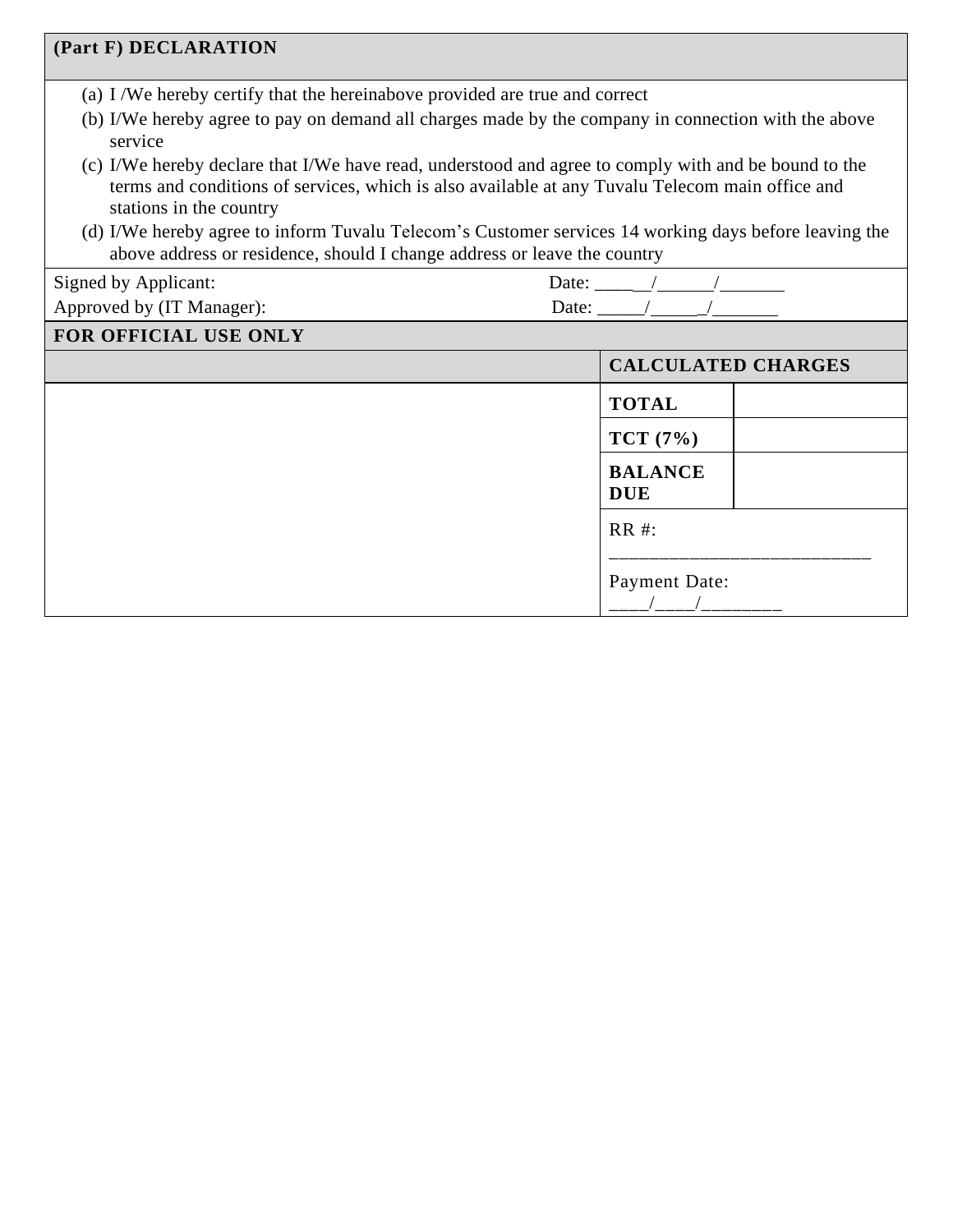**(Part F) DECLARATION**

(a) I /We hereby certify that the hereinabove provided are true and correct
(b) I/We hereby agree to pay on demand all charges made by the company in connection with the above service
(c) I/We hereby declare that I/We have read, understood and agree to comply with and be bound to the terms and conditions of services, which is also available at any Tuvalu Telecom main office and stations in the country
(d) I/We hereby agree to inform Tuvalu Telecom's Customer services 14 working days before leaving the above address or residence, should I change address or leave the country

Signed by Applicant: Date: ______/______/_______

Approved by (IT Manager): Date: _____/______/_______

**FOR OFFICIAL USE ONLY**

| | | |
|---|---|---|
| | **CALCULATED CHARGES** | |
| | **TOTAL** | |
| | **TCT (7%)** | |
| | **BALANCE DUE** | |
| | RR #: __________________________ Payment Date: ____/____/________ | |